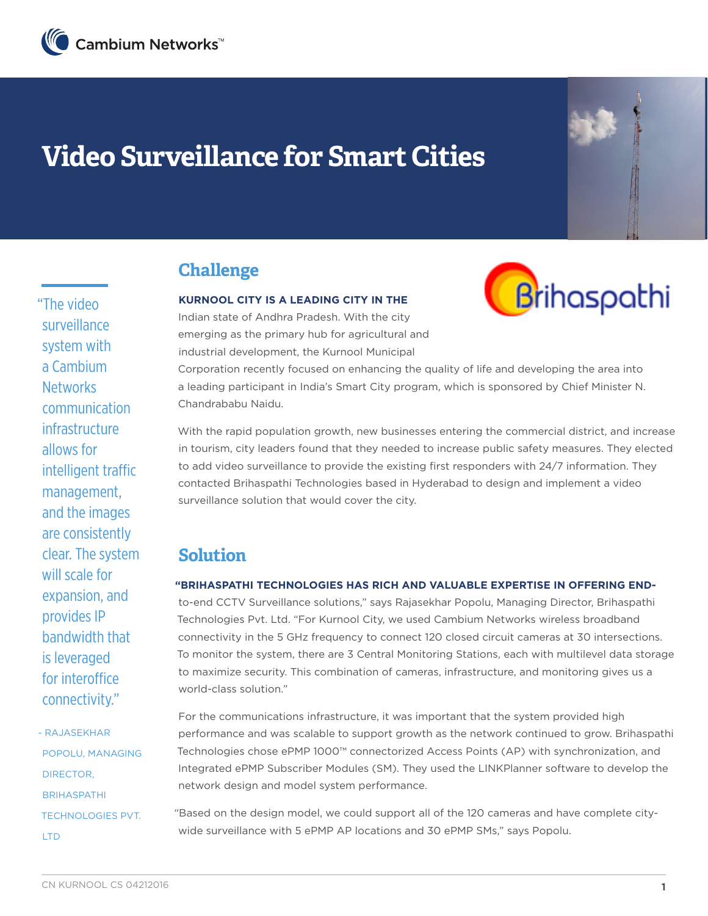Cambium Networks™

# Video Surveillance for Smart Cities

> "The video surveillance system with a Cambium Networks communication infrastructure allows for intelligent traffic management, and the images are consistently clear. The system will scale for expansion, and provides IP bandwidth that is leveraged for interoffice connectivity."
>
> - RAJASEKHAR POPOLU, MANAGING DIRECTOR, BRIHASPATHI TECHNOLOGIES PVT. LTD

## Challenge

**KURNOOL CITY IS A LEADING CITY IN THE** Indian state of Andhra Pradesh. With the city emerging as the primary hub for agricultural and industrial development, the Kurnool Municipal Corporation recently focused on enhancing the quality of life and developing the area into a leading participant in India's Smart City program, which is sponsored by Chief Minister N. Chandrababu Naidu.

With the rapid population growth, new businesses entering the commercial district, and increase in tourism, city leaders found that they needed to increase public safety measures. They elected to add video surveillance to provide the existing first responders with 24/7 information. They contacted Brihaspathi Technologies based in Hyderabad to design and implement a video surveillance solution that would cover the city.

## Solution

**"BRIHASPATHI TECHNOLOGIES HAS RICH AND VALUABLE EXPERTISE IN OFFERING END-**to-end CCTV Surveillance solutions," says Rajasekhar Popolu, Managing Director, Brihaspathi Technologies Pvt. Ltd. "For Kurnool City, we used Cambium Networks wireless broadband connectivity in the 5 GHz frequency to connect 120 closed circuit cameras at 30 intersections. To monitor the system, there are 3 Central Monitoring Stations, each with multilevel data storage to maximize security. This combination of cameras, infrastructure, and monitoring gives us a world-class solution."

For the communications infrastructure, it was important that the system provided high performance and was scalable to support growth as the network continued to grow. Brihaspathi Technologies chose ePMP 1000™ connectorized Access Points (AP) with synchronization, and Integrated ePMP Subscriber Modules (SM). They used the LINKPlanner software to develop the network design and model system performance.

"Based on the design model, we could support all of the 120 cameras and have complete city-wide surveillance with 5 ePMP AP locations and 30 ePMP SMs," says Popolu.

CN KURNOOL CS 04212016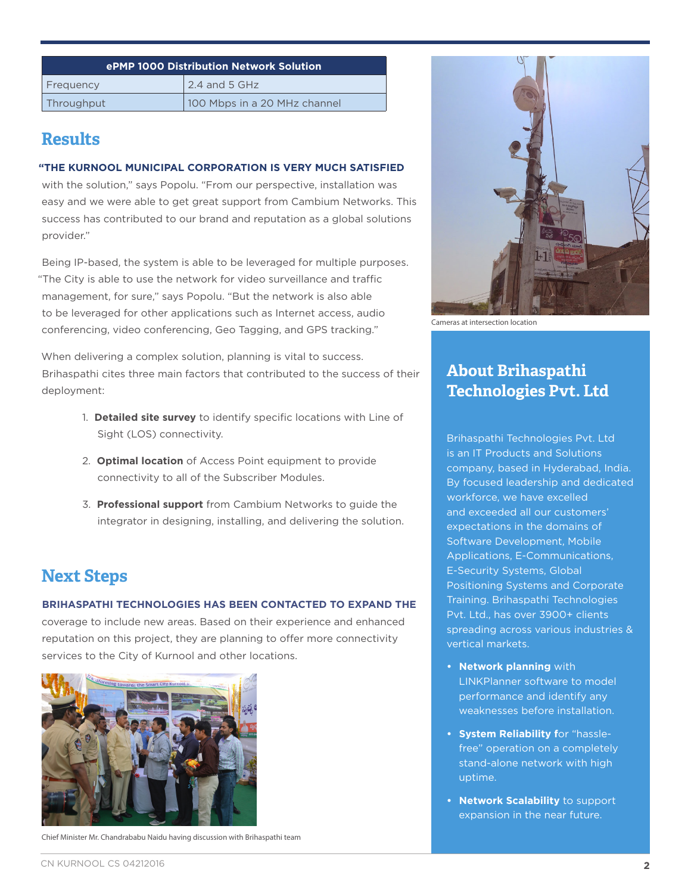| ePMP 1000 Distribution Network Solution | |
|---|---|
| Frequency | 2.4 and 5 GHz |
| Throughput | 100 Mbps in a 20 MHz channel |

## Results

**"THE KURNOOL MUNICIPAL CORPORATION IS VERY MUCH SATISFIED** with the solution," says Popolu. "From our perspective, installation was easy and we were able to get great support from Cambium Networks. This success has contributed to our brand and reputation as a global solutions provider."

Being IP-based, the system is able to be leveraged for multiple purposes. "The City is able to use the network for video surveillance and traffic management, for sure," says Popolu. "But the network is also able to be leveraged for other applications such as Internet access, audio conferencing, video conferencing, Geo Tagging, and GPS tracking."

When delivering a complex solution, planning is vital to success. Brihaspathi cites three main factors that contributed to the success of their deployment:

1. **Detailed site survey** to identify specific locations with Line of Sight (LOS) connectivity.
2. **Optimal location** of Access Point equipment to provide connectivity to all of the Subscriber Modules.
3. **Professional support** from Cambium Networks to guide the integrator in designing, installing, and delivering the solution.

## Next Steps

**BRIHASPATHI TECHNOLOGIES HAS BEEN CONTACTED TO EXPAND THE** coverage to include new areas. Based on their experience and enhanced reputation on this project, they are planning to offer more connectivity services to the City of Kurnool and other locations.

Chief Minister Mr. Chandrababu Naidu having discussion with Brihaspathi team

Cameras at intersection location

## About Brihaspathi Technologies Pvt. Ltd

Brihaspathi Technologies Pvt. Ltd is an IT Products and Solutions company, based in Hyderabad, India. By focused leadership and dedicated workforce, we have excelled and exceeded all our customers' expectations in the domains of Software Development, Mobile Applications, E-Communications, E-Security Systems, Global Positioning Systems and Corporate Training. Brihaspathi Technologies Pvt. Ltd., has over 3900+ clients spreading across various industries & vertical markets.

- **Network planning** with LINKPlanner software to model performance and identify any weaknesses before installation.
- **System Reliability f**or "hassle-free" operation on a completely stand-alone network with high uptime.
- **Network Scalability** to support expansion in the near future.

CN KURNOOL CS 04212016